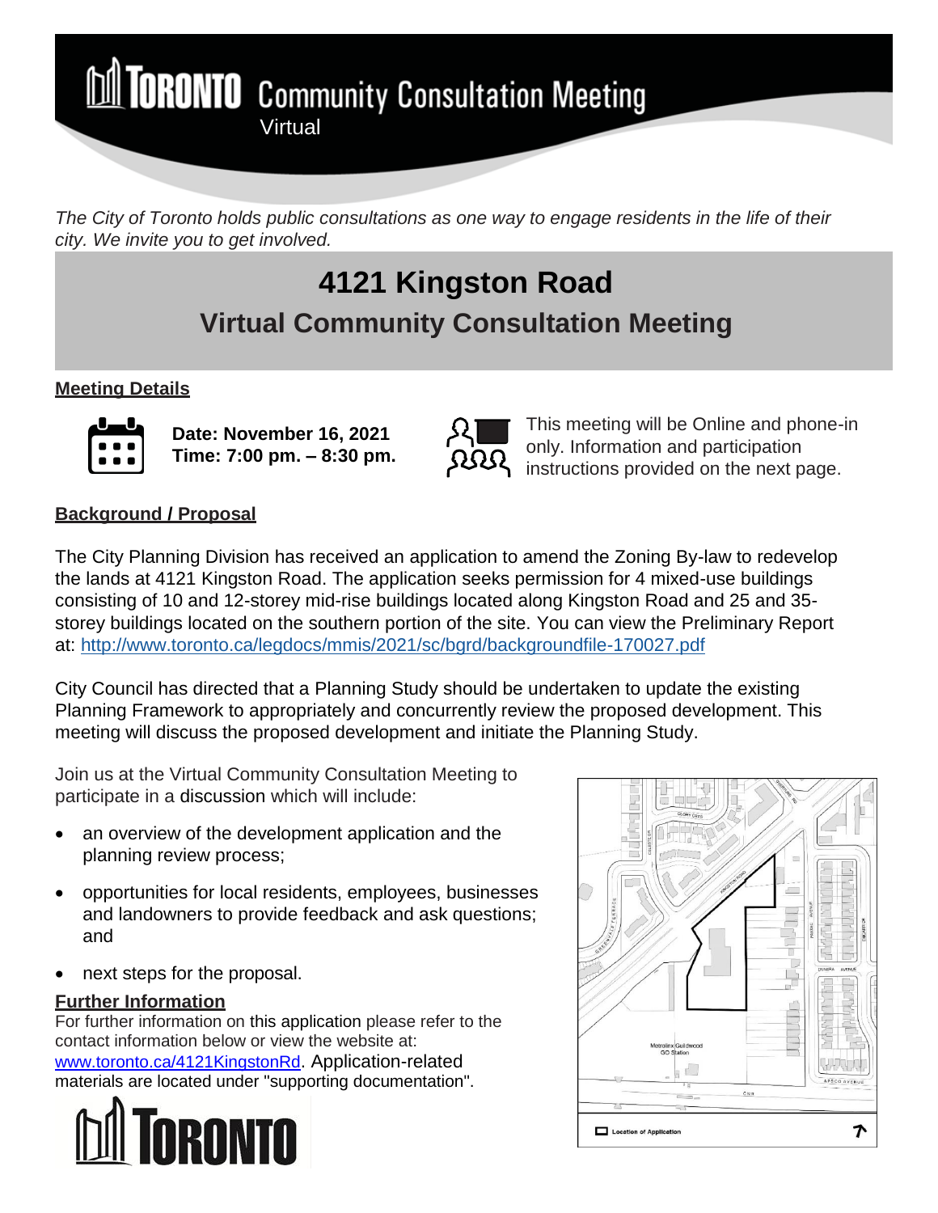# TORONTO Community Consultation Meeting

Virtual

*The City of Toronto holds public consultations as one way to engage residents in the life of their city. We invite you to get involved.*

# 4121 Kingston Road

## Virtual Community Consultation Meeting

**Meeting Details**

**Date: November 16, 2021**
**Time: 7:00 pm. – 8:30 pm.**

This meeting will be Online and phone-in only. Information and participation instructions provided on the next page.

**Background / Proposal**

The City Planning Division has received an application to amend the Zoning By-law to redevelop the lands at 4121 Kingston Road. The application seeks permission for 4 mixed-use buildings consisting of 10 and 12-storey mid-rise buildings located along Kingston Road and 25 and 35-storey buildings located on the southern portion of the site. You can view the Preliminary Report at: http://www.toronto.ca/legdocs/mmis/2021/sc/bgrd/backgroundfile-170027.pdf

City Council has directed that a Planning Study should be undertaken to update the existing Planning Framework to appropriately and concurrently review the proposed development. This meeting will discuss the proposed development and initiate the Planning Study.

Join us at the Virtual Community Consultation Meeting to participate in a discussion which will include:

- an overview of the development application and the planning review process;
- opportunities for local residents, employees, businesses and landowners to provide feedback and ask questions; and
- next steps for the proposal.

**Further Information**

For further information on this application please refer to the contact information below or view the website at: www.toronto.ca/4121KingstonRd. Application-related materials are located under "supporting documentation".

Location of Application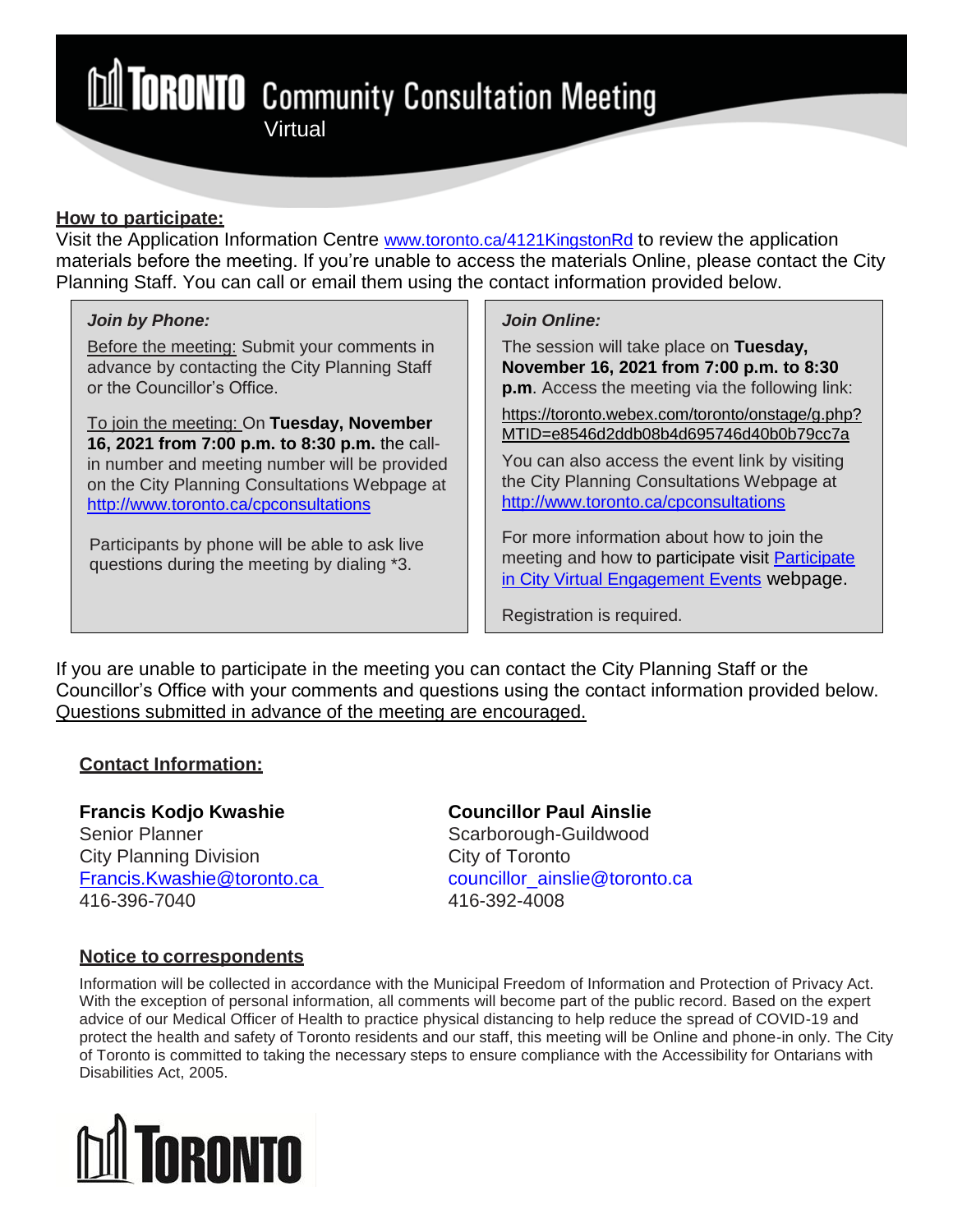# TORONTO Community Consultation Meeting

Virtual

**How to participate:**

Visit the Application Information Centre www.toronto.ca/4121KingstonRd to review the application materials before the meeting. If you're unable to access the materials Online, please contact the City Planning Staff. You can call or email them using the contact information provided below.

***Join by Phone:***

Before the meeting: Submit your comments in advance by contacting the City Planning Staff or the Councillor's Office.

To join the meeting: On **Tuesday, November 16, 2021 from 7:00 p.m. to 8:30 p.m.** the call-in number and meeting number will be provided on the City Planning Consultations Webpage at http://www.toronto.ca/cpconsultations

Participants by phone will be able to ask live questions during the meeting by dialing *3.

***Join Online:***

The session will take place on **Tuesday, November 16, 2021 from 7:00 p.m. to 8:30 p.m**. Access the meeting via the following link:

https://toronto.webex.com/toronto/onstage/g.php?MTID=e8546d2ddb08b4d695746d40b0b79cc7a

You can also access the event link by visiting the City Planning Consultations Webpage at http://www.toronto.ca/cpconsultations

For more information about how to join the meeting and how to participate visit Participate in City Virtual Engagement Events webpage.

Registration is required.

If you are unable to participate in the meeting you can contact the City Planning Staff or the Councillor's Office with your comments and questions using the contact information provided below. Questions submitted in advance of the meeting are encouraged.

**Contact Information:**

**Francis Kodjo Kwashie**
Senior Planner
City Planning Division
Francis.Kwashie@toronto.ca
416-396-7040

**Councillor Paul Ainslie**
Scarborough-Guildwood
City of Toronto
councillor_ainslie@toronto.ca
416-392-4008

**Notice to correspondents**

Information will be collected in accordance with the Municipal Freedom of Information and Protection of Privacy Act. With the exception of personal information, all comments will become part of the public record. Based on the expert advice of our Medical Officer of Health to practice physical distancing to help reduce the spread of COVID-19 and protect the health and safety of Toronto residents and our staff, this meeting will be Online and phone-in only. The City of Toronto is committed to taking the necessary steps to ensure compliance with the Accessibility for Ontarians with Disabilities Act, 2005.

TORONTO